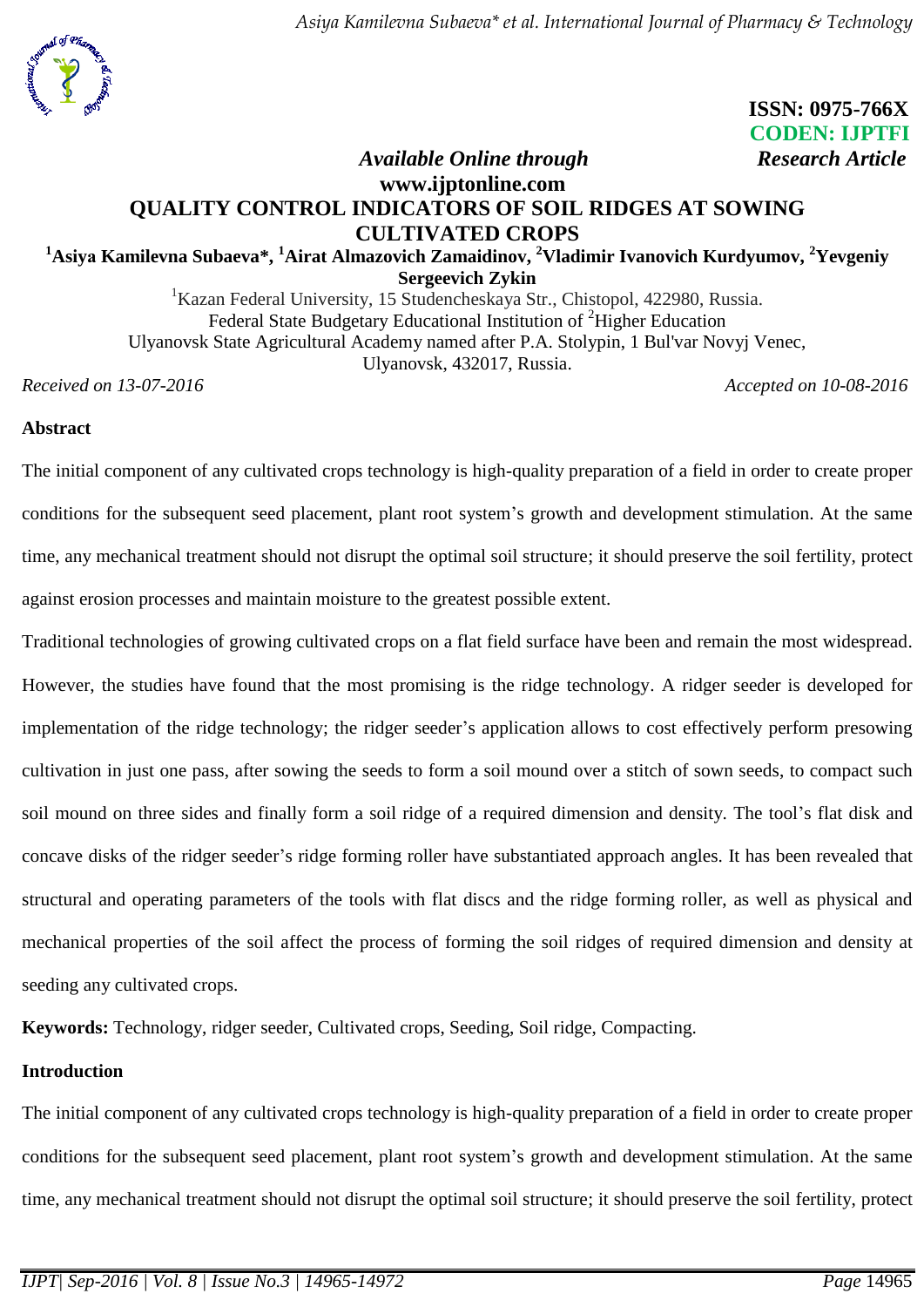ISSN: 0975-766X
CODEN: IJPTFI

*Available Online through* *Research Article*

**www.ijptonline.com**

# QUALITY CONTROL INDICATORS OF SOIL RIDGES AT SOWING CULTIVATED CROPS

**[1]Asiya Kamilevna Subaeva*, [1]Airat Almazovich Zamaidinov, [2]Vladimir Ivanovich Kurdyumov, [2]Yevgeniy Sergeevich Zykin**

[1]Kazan Federal University, 15 Studencheskaya Str., Chistopol, 422980, Russia.
Federal State Budgetary Educational Institution of [2]Higher Education
Ulyanovsk State Agricultural Academy named after P.A. Stolypin, 1 Bul'var Novyj Venec, Ulyanovsk, 432017, Russia.

*Received on 13-07-2016* *Accepted on 10-08-2016*

## Abstract

The initial component of any cultivated crops technology is high-quality preparation of a field in order to create proper conditions for the subsequent seed placement, plant root system's growth and development stimulation. At the same time, any mechanical treatment should not disrupt the optimal soil structure; it should preserve the soil fertility, protect against erosion processes and maintain moisture to the greatest possible extent.

Traditional technologies of growing cultivated crops on a flat field surface have been and remain the most widespread. However, the studies have found that the most promising is the ridge technology. A ridger seeder is developed for implementation of the ridge technology; the ridger seeder's application allows to cost effectively perform presowing cultivation in just one pass, after sowing the seeds to form a soil mound over a stitch of sown seeds, to compact such soil mound on three sides and finally form a soil ridge of a required dimension and density. The tool's flat disk and concave disks of the ridger seeder's ridge forming roller have substantiated approach angles. It has been revealed that structural and operating parameters of the tools with flat discs and the ridge forming roller, as well as physical and mechanical properties of the soil affect the process of forming the soil ridges of required dimension and density at seeding any cultivated crops.

**Keywords:** Technology, ridger seeder, Cultivated crops, Seeding, Soil ridge, Compacting.

## Introduction

The initial component of any cultivated crops technology is high-quality preparation of a field in order to create proper conditions for the subsequent seed placement, plant root system's growth and development stimulation. At the same time, any mechanical treatment should not disrupt the optimal soil structure; it should preserve the soil fertility, protect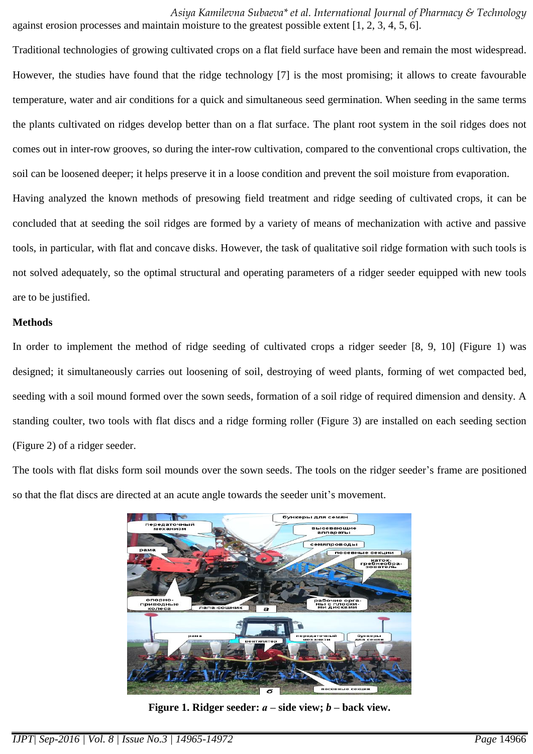against erosion processes and maintain moisture to the greatest possible extent [1, 2, 3, 4, 5, 6].

Traditional technologies of growing cultivated crops on a flat field surface have been and remain the most widespread. However, the studies have found that the ridge technology [7] is the most promising; it allows to create favourable temperature, water and air conditions for a quick and simultaneous seed germination. When seeding in the same terms the plants cultivated on ridges develop better than on a flat surface. The plant root system in the soil ridges does not comes out in inter-row grooves, so during the inter-row cultivation, compared to the conventional crops cultivation, the soil can be loosened deeper; it helps preserve it in a loose condition and prevent the soil moisture from evaporation.

Having analyzed the known methods of presowing field treatment and ridge seeding of cultivated crops, it can be concluded that at seeding the soil ridges are formed by a variety of means of mechanization with active and passive tools, in particular, with flat and concave disks. However, the task of qualitative soil ridge formation with such tools is not solved adequately, so the optimal structural and operating parameters of a ridger seeder equipped with new tools are to be justified.

**Methods**

In order to implement the method of ridge seeding of cultivated crops a ridger seeder [8, 9, 10] (Figure 1) was designed; it simultaneously carries out loosening of soil, destroying of weed plants, forming of wet compacted bed, seeding with a soil mound formed over the sown seeds, formation of a soil ridge of required dimension and density. A standing coulter, two tools with flat discs and a ridge forming roller (Figure 3) are installed on each seeding section (Figure 2) of a ridger seeder.

The tools with flat disks form soil mounds over the sown seeds. The tools on the ridger seeder's frame are positioned so that the flat discs are directed at an acute angle towards the seeder unit's movement.

**Figure 1. Ridger seeder: *a* – side view; *b* – back view.**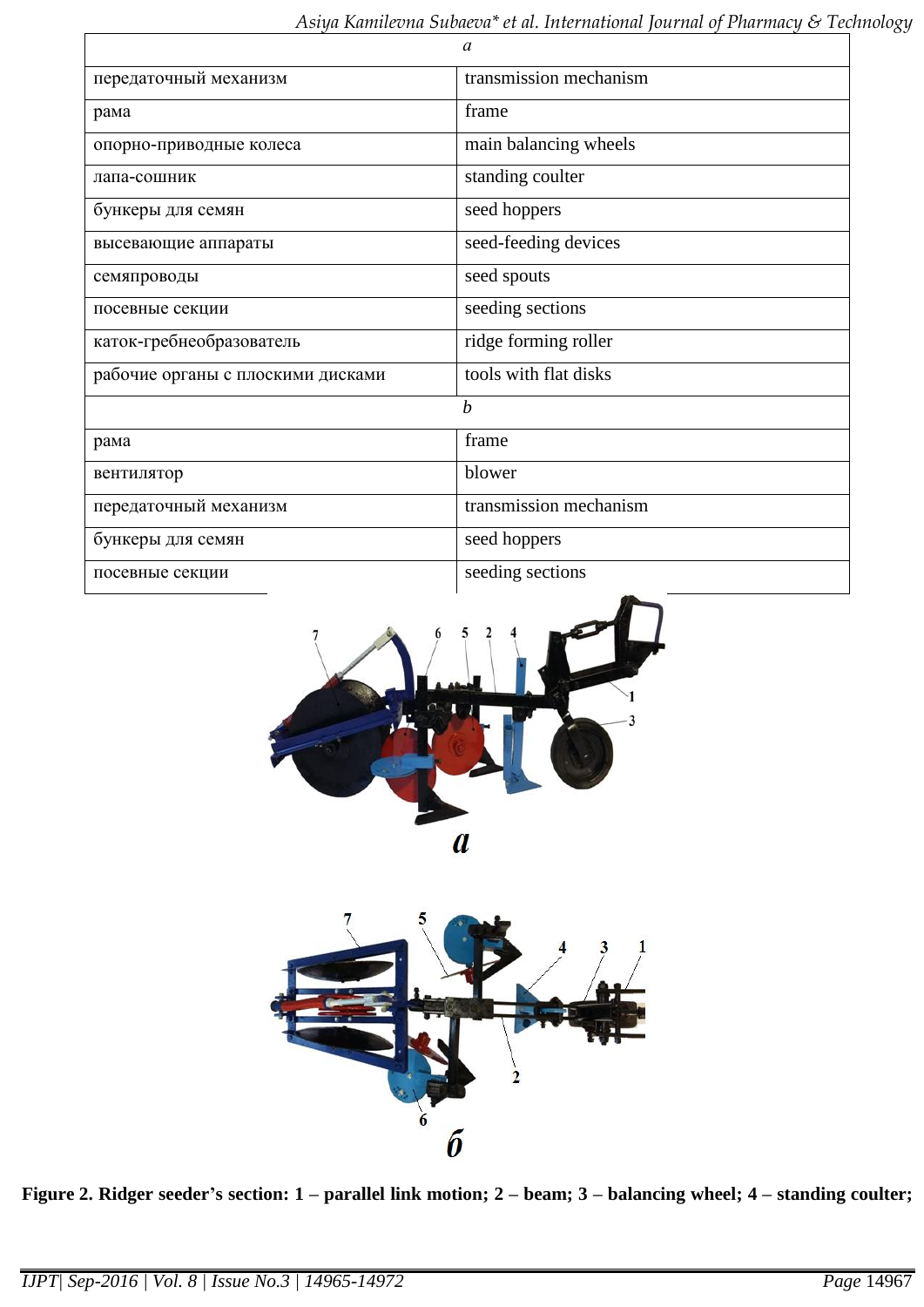| *a* | |
|---|---|
| передаточный механизм | transmission mechanism |
| рама | frame |
| опорно-приводные колеса | main balancing wheels |
| лапа-сошник | standing coulter |
| бункеры для семян | seed hoppers |
| высевающие аппараты | seed-feeding devices |
| семяпроводы | seed spouts |
| посевные секции | seeding sections |
| каток-гребнеобразователь | ridge forming roller |
| рабочие органы с плоскими дисками | tools with flat disks |
| *b* | |
| рама | frame |
| вентилятор | blower |
| передаточный механизм | transmission mechanism |
| бункеры для семян | seed hoppers |
| посевные секции | seeding sections |

**Figure 2. Ridger seeder's section: 1 – parallel link motion; 2 – beam; 3 – balancing wheel; 4 – standing coulter;**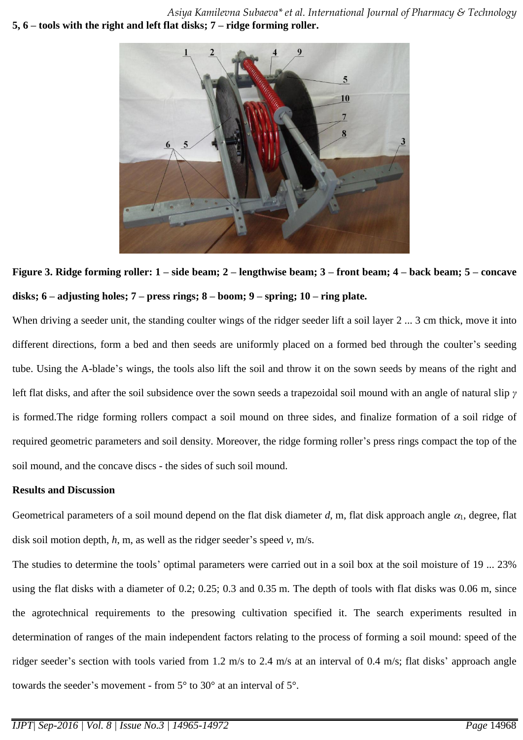**5, 6 – tools with the right and left flat disks; 7 – ridge forming roller.**

**Figure 3. Ridge forming roller: 1 – side beam; 2 – lengthwise beam; 3 – front beam; 4 – back beam; 5 – concave disks; 6 – adjusting holes; 7 – press rings; 8 – boom; 9 – spring; 10 – ring plate.**

When driving a seeder unit, the standing coulter wings of the ridger seeder lift a soil layer 2 ... 3 cm thick, move it into different directions, form a bed and then seeds are uniformly placed on a formed bed through the coulter's seeding tube. Using the A-blade's wings, the tools also lift the soil and throw it on the sown seeds by means of the right and left flat disks, and after the soil subsidence over the sown seeds a trapezoidal soil mound with an angle of natural slip $\gamma$ is formed.The ridge forming rollers compact a soil mound on three sides, and finalize formation of a soil ridge of required geometric parameters and soil density. Moreover, the ridge forming roller's press rings compact the top of the soil mound, and the concave discs - the sides of such soil mound.

**Results and Discussion**

Geometrical parameters of a soil mound depend on the flat disk diameter $d$, m, flat disk approach angle $\alpha_1$, degree, flat disk soil motion depth, $h$, m, as well as the ridger seeder's speed $v$, m/s.

The studies to determine the tools' optimal parameters were carried out in a soil box at the soil moisture of 19 ... 23% using the flat disks with a diameter of 0.2; 0.25; 0.3 and 0.35 m. The depth of tools with flat disks was 0.06 m, since the agrotechnical requirements to the presowing cultivation specified it. The search experiments resulted in determination of ranges of the main independent factors relating to the process of forming a soil mound: speed of the ridger seeder's section with tools varied from 1.2 m/s to 2.4 m/s at an interval of 0.4 m/s; flat disks' approach angle towards the seeder's movement - from 5° to 30° at an interval of 5°.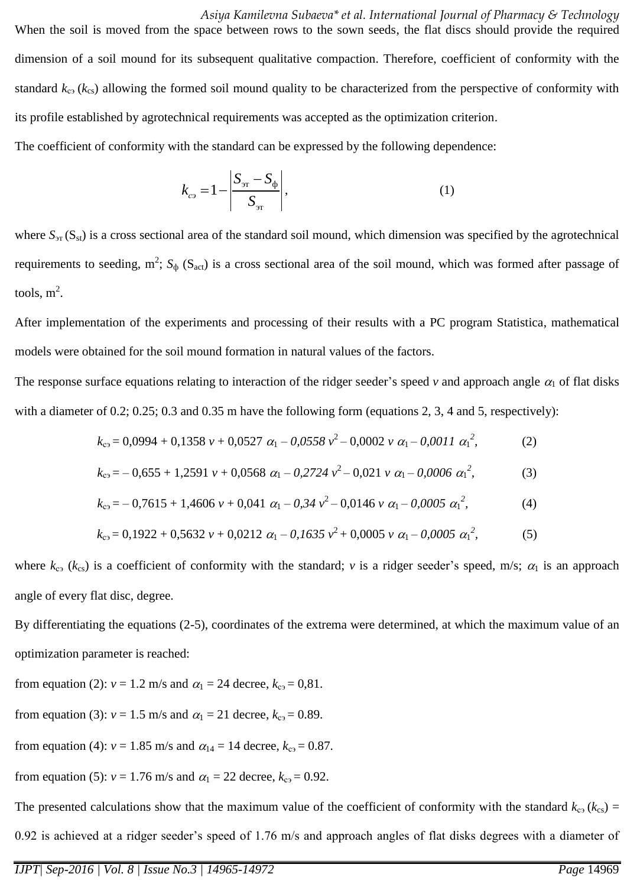When the soil is moved from the space between rows to the sown seeds, the flat discs should provide the required dimension of a soil mound for its subsequent qualitative compaction. Therefore, coefficient of conformity with the standard $k_{сэ}$ ($k_{cs}$) allowing the formed soil mound quality to be characterized from the perspective of conformity with its profile established by agrotechnical requirements was accepted as the optimization criterion.

The coefficient of conformity with the standard can be expressed by the following dependence:

$$k_{сэ} = 1 - \left| \frac{S_{эт} - S_{ф}}{S_{эт}} \right|, \tag{1}$$

where $S_{эт}$ ($S_{st}$) is a cross sectional area of the standard soil mound, which dimension was specified by the agrotechnical requirements to seeding, m$^2$; $S_{ф}$ ($S_{act}$) is a cross sectional area of the soil mound, which was formed after passage of tools, m$^2$.

After implementation of the experiments and processing of their results with a PC program Statistica, mathematical models were obtained for the soil mound formation in natural values of the factors.

The response surface equations relating to interaction of the ridger seeder's speed $v$ and approach angle $\alpha_1$ of flat disks with a diameter of 0.2; 0.25; 0.3 and 0.35 m have the following form (equations 2, 3, 4 and 5, respectively):

$$k_{сэ} = 0{,}0994 + 0{,}1358\, v + 0{,}0527\, \alpha_1 - 0{,}0558\, v^2 - 0{,}0002\, v\, \alpha_1 - 0{,}0011\, \alpha_1^2, \tag{2}$$

$$k_{сэ} = -0{,}655 + 1{,}2591\, v + 0{,}0568\, \alpha_1 - 0{,}2724\, v^2 - 0{,}021\, v\, \alpha_1 - 0{,}0006\, \alpha_1^2, \tag{3}$$

$$k_{сэ} = -0{,}7615 + 1{,}4606\, v + 0{,}041\, \alpha_1 - 0{,}34\, v^2 - 0{,}0146\, v\, \alpha_1 - 0{,}0005\, \alpha_1^2, \tag{4}$$

$$k_{сэ} = 0{,}1922 + 0{,}5632\, v + 0{,}0212\, \alpha_1 - 0{,}1635\, v^2 + 0{,}0005\, v\, \alpha_1 - 0{,}0005\, \alpha_1^2, \tag{5}$$

where $k_{сэ}$ ($k_{cs}$) is a coefficient of conformity with the standard; $v$ is a ridger seeder's speed, m/s; $\alpha_1$ is an approach angle of every flat disc, degree.

By differentiating the equations (2-5), coordinates of the extrema were determined, at which the maximum value of an optimization parameter is reached:

from equation (2): $v$ = 1.2 m/s and $\alpha_1$ = 24 decree, $k_{сэ}$ = 0,81.

from equation (3): $v$ = 1.5 m/s and $\alpha_1$ = 21 decree, $k_{сэ}$ = 0.89.

from equation (4): $v$ = 1.85 m/s and $\alpha_{14}$ = 14 decree, $k_{сэ}$ = 0.87.

from equation (5): $v$ = 1.76 m/s and $\alpha_1$ = 22 decree, $k_{сэ}$ = 0.92.

The presented calculations show that the maximum value of the coefficient of conformity with the standard $k_{сэ}$ ($k_{cs}$) = 0.92 is achieved at a ridger seeder's speed of 1.76 m/s and approach angles of flat disks degrees with a diameter of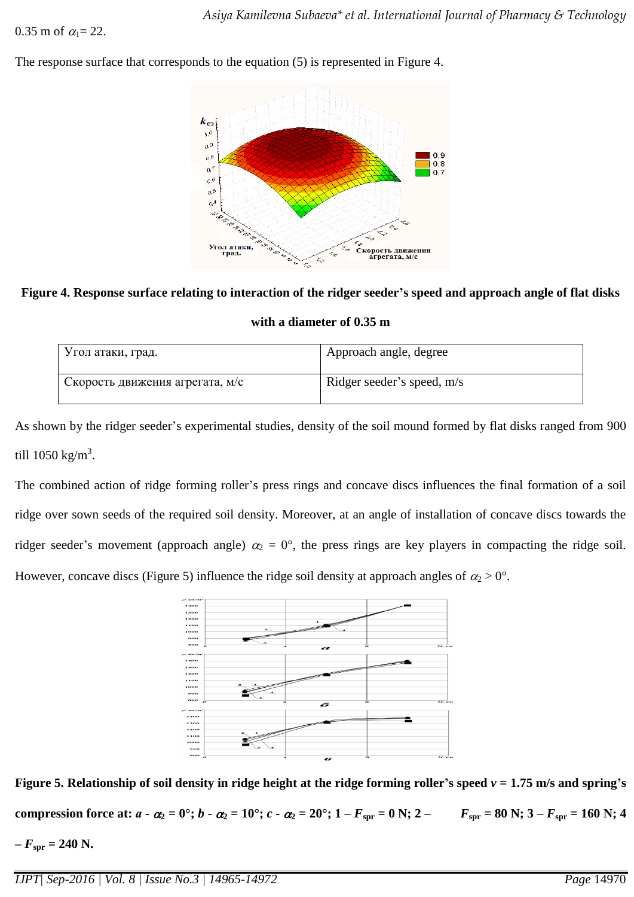0.35 m of $\alpha_1 = 22$.

The response surface that corresponds to the equation (5) is represented in Figure 4.

**Figure 4. Response surface relating to interaction of the ridger seeder's speed and approach angle of flat disks with a diameter of 0.35 m**

| Угол атаки, град. | Approach angle, degree |
|---|---|
| Скорость движения агрегата, м/с | Ridger seeder's speed, m/s |

As shown by the ridger seeder's experimental studies, density of the soil mound formed by flat disks ranged from 900 till 1050 kg/m$^3$.

The combined action of ridge forming roller's press rings and concave discs influences the final formation of a soil ridge over sown seeds of the required soil density. Moreover, at an angle of installation of concave discs towards the ridger seeder's movement (approach angle) $\alpha_2 = 0°$, the press rings are key players in compacting the ridge soil. However, concave discs (Figure 5) influence the ridge soil density at approach angles of $\alpha_2 > 0°$.

**Figure 5. Relationship of soil density in ridge height at the ridge forming roller's speed $v = 1.75$ m/s and spring's compression force at: *a* - $\alpha_2 = 0°$; *b* - $\alpha_2 = 10°$; *c* - $\alpha_2 = 20°$; 1 – $F_{spr} = 0$ N; 2 – $F_{spr} = 80$ N; 3 – $F_{spr} = 160$ N; 4 – $F_{spr} = 240$ N.**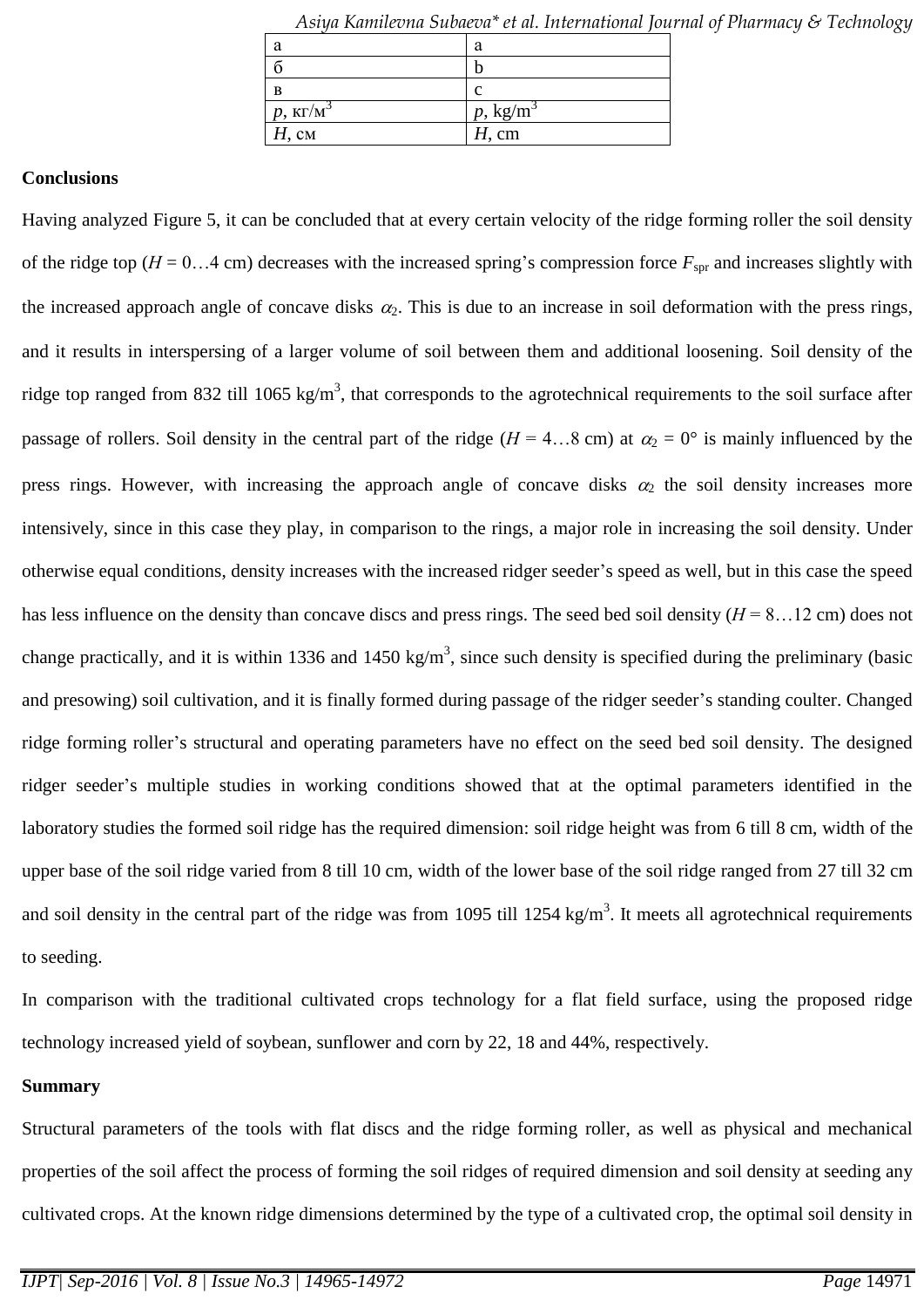| а | a |
|---|---|
| б | b |
| в | c |
| $p$, кг/м$^3$ | $p$, kg/m$^3$ |
| $H$, см | $H$, cm |

**Conclusions**

Having analyzed Figure 5, it can be concluded that at every certain velocity of the ridge forming roller the soil density of the ridge top ($H$ = 0…4 cm) decreases with the increased spring's compression force $F_{spr}$ and increases slightly with the increased approach angle of concave disks $\alpha_2$. This is due to an increase in soil deformation with the press rings, and it results in interspersing of a larger volume of soil between them and additional loosening. Soil density of the ridge top ranged from 832 till 1065 kg/m$^3$, that corresponds to the agrotechnical requirements to the soil surface after passage of rollers. Soil density in the central part of the ridge ($H$ = 4…8 cm) at $\alpha_2$ = 0° is mainly influenced by the press rings. However, with increasing the approach angle of concave disks $\alpha_2$ the soil density increases more intensively, since in this case they play, in comparison to the rings, a major role in increasing the soil density. Under otherwise equal conditions, density increases with the increased ridger seeder's speed as well, but in this case the speed has less influence on the density than concave discs and press rings. The seed bed soil density ($H$ = 8…12 cm) does not change practically, and it is within 1336 and 1450 kg/m$^3$, since such density is specified during the preliminary (basic and presowing) soil cultivation, and it is finally formed during passage of the ridger seeder's standing coulter. Changed ridge forming roller's structural and operating parameters have no effect on the seed bed soil density. The designed ridger seeder's multiple studies in working conditions showed that at the optimal parameters identified in the laboratory studies the formed soil ridge has the required dimension: soil ridge height was from 6 till 8 cm, width of the upper base of the soil ridge varied from 8 till 10 cm, width of the lower base of the soil ridge ranged from 27 till 32 cm and soil density in the central part of the ridge was from 1095 till 1254 kg/m$^3$. It meets all agrotechnical requirements to seeding.

In comparison with the traditional cultivated crops technology for a flat field surface, using the proposed ridge technology increased yield of soybean, sunflower and corn by 22, 18 and 44%, respectively.

**Summary**

Structural parameters of the tools with flat discs and the ridge forming roller, as well as physical and mechanical properties of the soil affect the process of forming the soil ridges of required dimension and soil density at seeding any cultivated crops. At the known ridge dimensions determined by the type of a cultivated crop, the optimal soil density in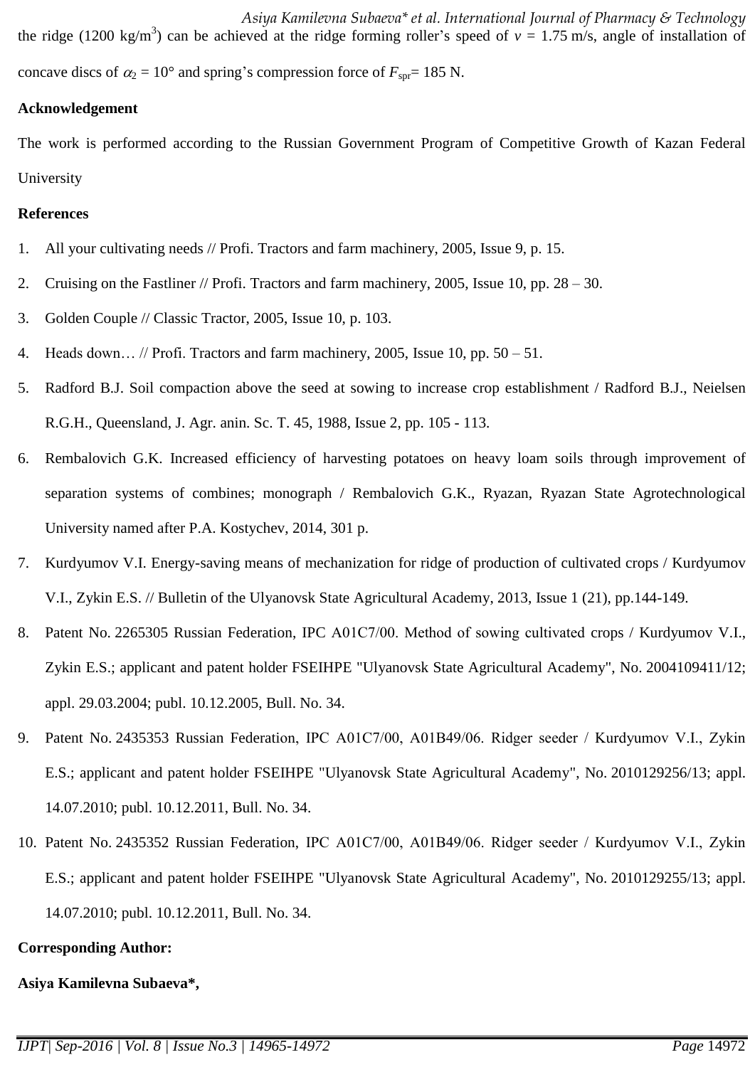the ridge (1200 kg/m$^3$) can be achieved at the ridge forming roller's speed of $v$ = 1.75 m/s, angle of installation of concave discs of $\alpha_2$ = 10° and spring's compression force of $F_{spr}$= 185 N.

**Acknowledgement**

The work is performed according to the Russian Government Program of Competitive Growth of Kazan Federal University

**References**

1. All your cultivating needs // Profi. Tractors and farm machinery, 2005, Issue 9, p. 15.
2. Cruising on the Fastliner // Profi. Tractors and farm machinery, 2005, Issue 10, pp. 28 – 30.
3. Golden Couple // Classic Tractor, 2005, Issue 10, p. 103.
4. Heads down… // Profi. Tractors and farm machinery, 2005, Issue 10, pp. 50 – 51.
5. Radford B.J. Soil compaction above the seed at sowing to increase crop establishment / Radford B.J., Neielsen R.G.H., Queensland, J. Agr. anin. Sc. T. 45, 1988, Issue 2, pp. 105 - 113.
6. Rembalovich G.K. Increased efficiency of harvesting potatoes on heavy loam soils through improvement of separation systems of combines; monograph / Rembalovich G.K., Ryazan, Ryazan State Agrotechnological University named after P.A. Kostychev, 2014, 301 p.
7. Kurdyumov V.I. Energy-saving means of mechanization for ridge of production of cultivated crops / Kurdyumov V.I., Zykin E.S. // Bulletin of the Ulyanovsk State Agricultural Academy, 2013, Issue 1 (21), pp.144-149.
8. Patent No. 2265305 Russian Federation, IPC A01C7/00. Method of sowing cultivated crops / Kurdyumov V.I., Zykin E.S.; applicant and patent holder FSEIHPE "Ulyanovsk State Agricultural Academy", No. 2004109411/12; appl. 29.03.2004; publ. 10.12.2005, Bull. No. 34.
9. Patent No. 2435353 Russian Federation, IPC A01C7/00, A01B49/06. Ridger seeder / Kurdyumov V.I., Zykin E.S.; applicant and patent holder FSEIHPE "Ulyanovsk State Agricultural Academy", No. 2010129256/13; appl. 14.07.2010; publ. 10.12.2011, Bull. No. 34.
10. Patent No. 2435352 Russian Federation, IPC A01C7/00, A01B49/06. Ridger seeder / Kurdyumov V.I., Zykin E.S.; applicant and patent holder FSEIHPE "Ulyanovsk State Agricultural Academy", No. 2010129255/13; appl. 14.07.2010; publ. 10.12.2011, Bull. No. 34.

**Corresponding Author:**

**Asiya Kamilevna Subaeva*,**